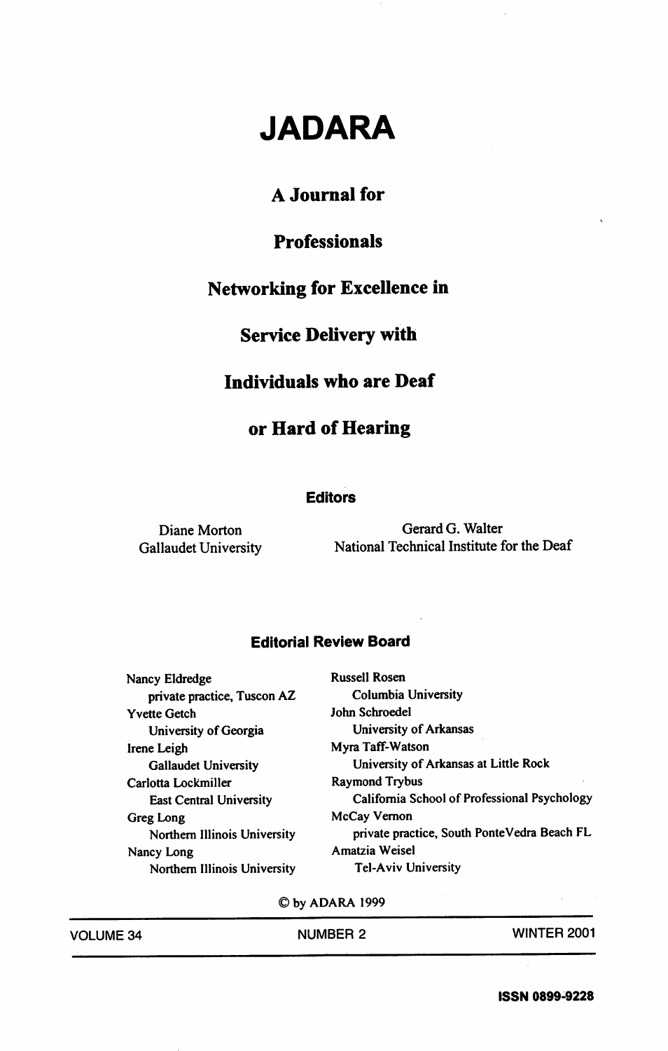# JADARA

## A Journal for Professionals Networking for Excellence in Service Delivery with Individuals who are Deaf or Hard of Hearing

### Editors

Diane Morton
Gallaudet University

Gerard G. Walter
National Technical Institute for the Deaf

### Editorial Review Board

Nancy Eldredge
private practice, Tuscon AZ

Yvette Getch
University of Georgia

Irene Leigh
Gallaudet University

Carlotta Lockmiller
East Central University

Greg Long
Northern Illinois University

Nancy Long
Northern Illinois University

Russell Rosen
Columbia University

John Schroedel
University of Arkansas

Myra Taff-Watson
University of Arkansas at Little Rock

Raymond Trybus
California School of Professional Psychology

McCay Vernon
private practice, South PonteVedra Beach FL

Amatzia Weisel
Tel-Aviv University

© by ADARA 1999

VOLUME 34 NUMBER 2 WINTER 2001

ISSN 0899-9228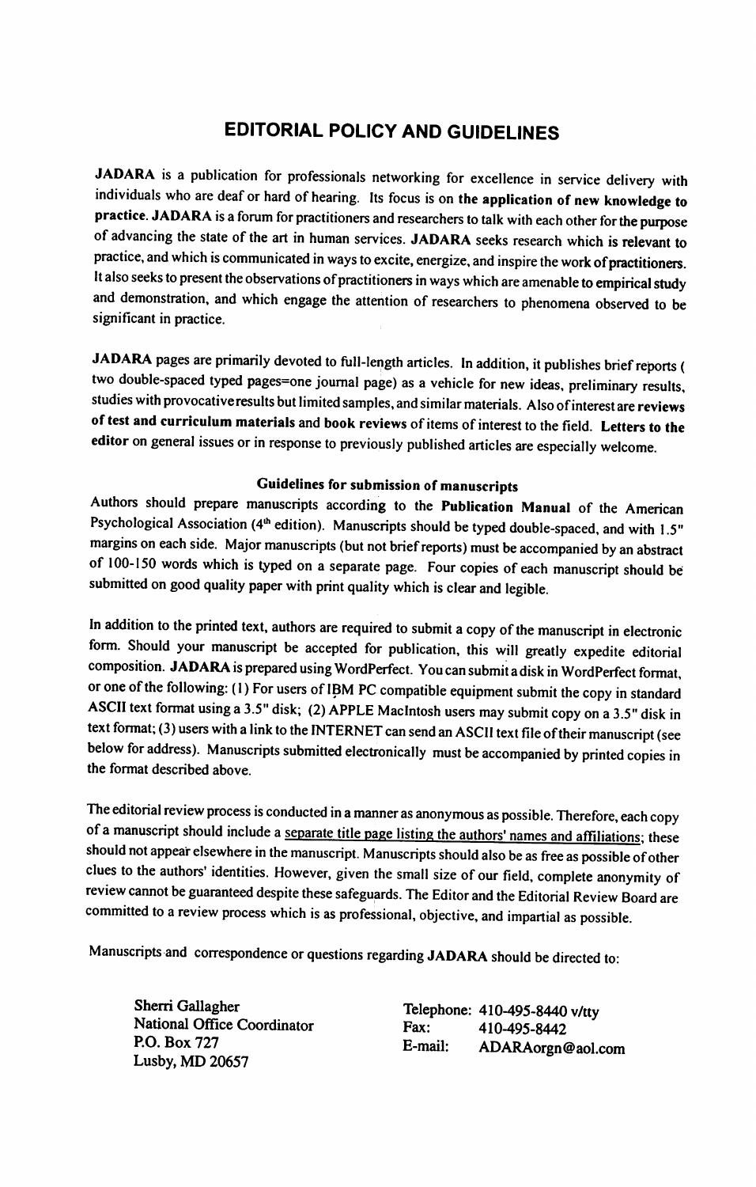# EDITORIAL POLICY AND GUIDELINES

**JADARA** is a publication for professionals networking for excellence in service delivery with individuals who are deaf or hard of hearing. Its focus is on **the application of new knowledge to practice. JADARA** is a forum for practitioners and researchers to talk with each other for the purpose of advancing the state of the art in human services. **JADARA** seeks research which is relevant to practice, and which is communicated in ways to excite, energize, and inspire the work of practitioners. It also seeks to present the observations of practitioners in ways which are amenable to empirical study and demonstration, and which engage the attention of researchers to phenomena observed to be significant in practice.

**JADARA** pages are primarily devoted to full-length articles. In addition, it publishes brief reports ( two double-spaced typed pages=one journal page) as a vehicle for new ideas, preliminary results, studies with provocative results but limited samples, and similar materials. Also of interest are **reviews of test and curriculum materials** and **book reviews** of items of interest to the field. **Letters to the editor** on general issues or in response to previously published articles are especially welcome.

### Guidelines for submission of manuscripts

Authors should prepare manuscripts according to the **Publication Manual** of the American Psychological Association (4th edition). Manuscripts should be typed double-spaced, and with 1.5" margins on each side. Major manuscripts (but not brief reports) must be accompanied by an abstract of 100-150 words which is typed on a separate page. Four copies of each manuscript should be submitted on good quality paper with print quality which is clear and legible.

In addition to the printed text, authors are required to submit a copy of the manuscript in electronic form. Should your manuscript be accepted for publication, this will greatly expedite editorial composition. **JADARA** is prepared using WordPerfect. You can submit a disk in WordPerfect format, or one of the following: (1) For users of IBM PC compatible equipment submit the copy in standard ASCII text format using a 3.5" disk; (2) APPLE MacIntosh users may submit copy on a 3.5" disk in text format; (3) users with a link to the INTERNET can send an ASCII text file of their manuscript (see below for address). Manuscripts submitted electronically must be accompanied by printed copies in the format described above.

The editorial review process is conducted in a manner as anonymous as possible. Therefore, each copy of a manuscript should include a separate title page listing the authors' names and affiliations; these should not appear elsewhere in the manuscript. Manuscripts should also be as free as possible of other clues to the authors' identities. However, given the small size of our field, complete anonymity of review cannot be guaranteed despite these safeguards. The Editor and the Editorial Review Board are committed to a review process which is as professional, objective, and impartial as possible.

Manuscripts and correspondence or questions regarding **JADARA** should be directed to:

Sherri Gallagher
National Office Coordinator
P.O. Box 727
Lusby, MD 20657

Telephone: 410-495-8440 v/tty
Fax: 410-495-8442
E-mail: ADARAorgn@aol.com